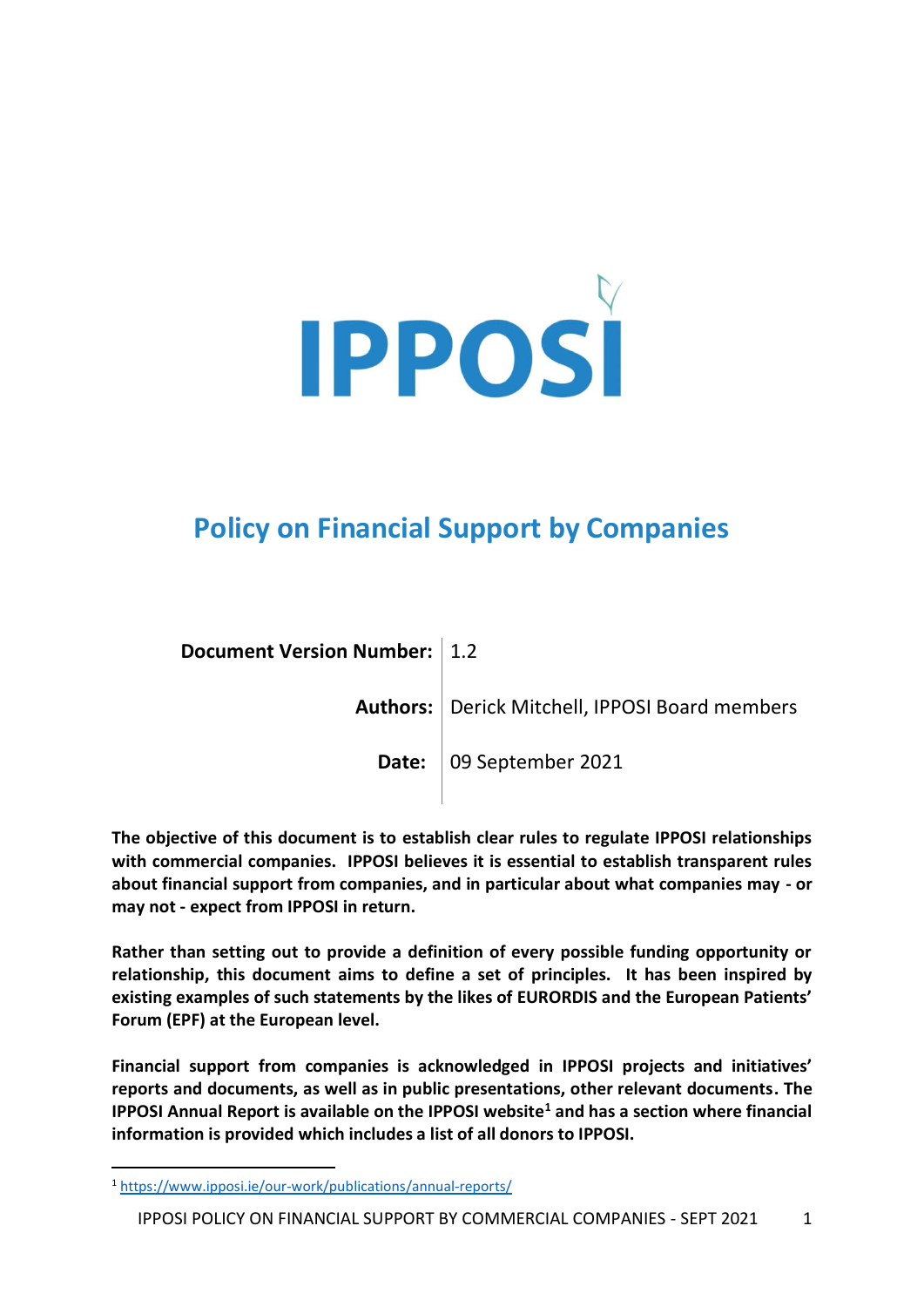# IPPOSI

## Policy on Financial Support by Companies

| | |
|---|---|
| **Document Version Number:** | 1.2 |
| **Authors:** | Derick Mitchell, IPPOSI Board members |
| **Date:** | 09 September 2021 |

**The objective of this document is to establish clear rules to regulate IPPOSI relationships with commercial companies. IPPOSI believes it is essential to establish transparent rules about financial support from companies, and in particular about what companies may - or may not - expect from IPPOSI in return.**

**Rather than setting out to provide a definition of every possible funding opportunity or relationship, this document aims to define a set of principles. It has been inspired by existing examples of such statements by the likes of EURORDIS and the European Patients' Forum (EPF) at the European level.**

**Financial support from companies is acknowledged in IPPOSI projects and initiatives' reports and documents, as well as in public presentations, other relevant documents. The IPPOSI Annual Report is available on the IPPOSI website[1] and has a section where financial information is provided which includes a list of all donors to IPPOSI.**

[1] https://www.ipposi.ie/our-work/publications/annual-reports/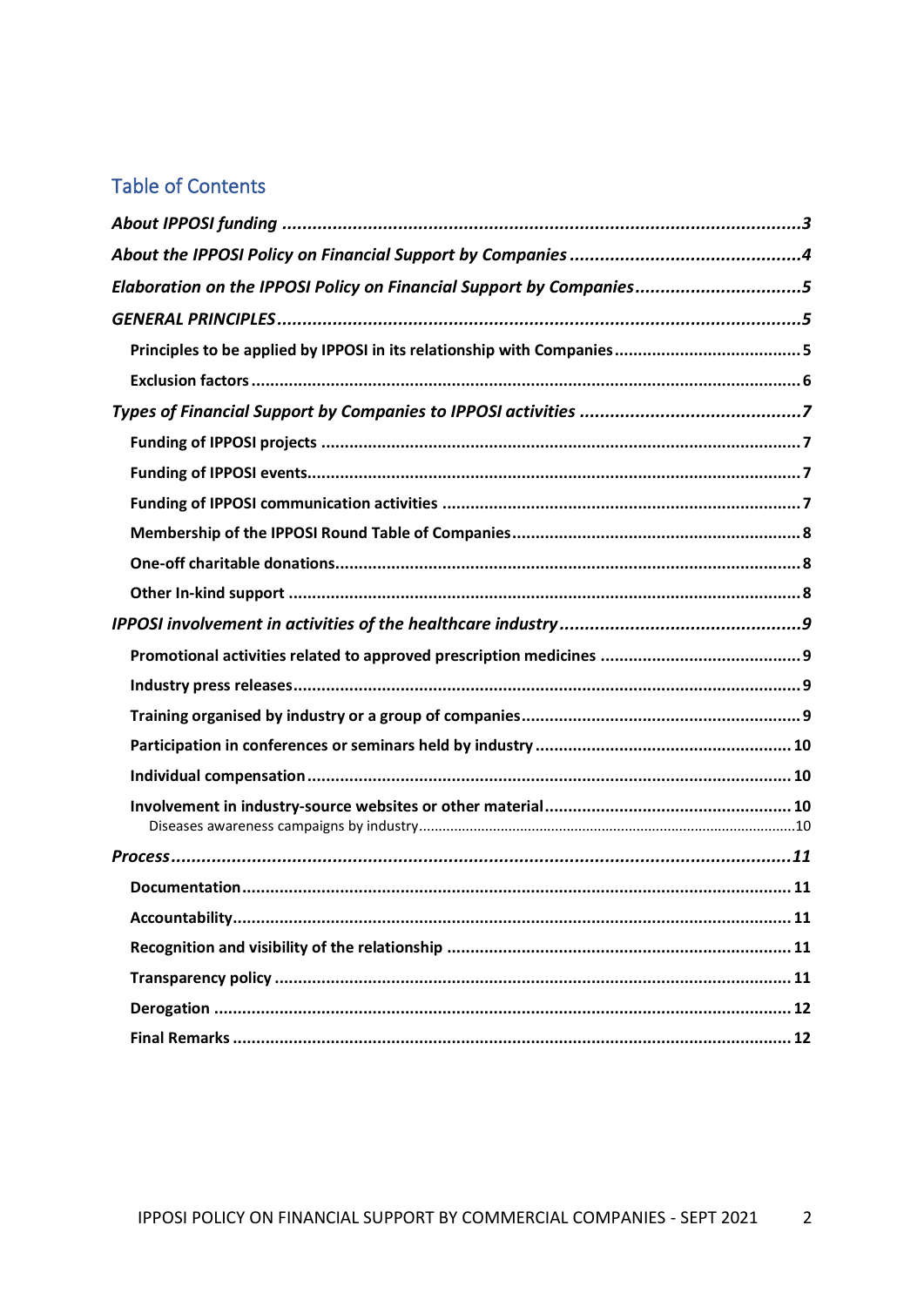## Table of Contents

*About IPPOSI funding* ........................................................................................................ *3*

*About the IPPOSI Policy on Financial Support by Companies* ............................................. *4*

*Elaboration on the IPPOSI Policy on Financial Support by Companies* ................................ *5*

*GENERAL PRINCIPLES* ......................................................................................................... *5*

- **Principles to be applied by IPPOSI in its relationship with Companies** ....................................... **5**
- **Exclusion factors** .................................................................................................................... **6**

*Types of Financial Support by Companies to IPPOSI activities* ........................................... *7*

- **Funding of IPPOSI projects** ..................................................................................................... **7**
- **Funding of IPPOSI events** ......................................................................................................... **7**
- **Funding of IPPOSI communication activities** ........................................................................... **7**
- **Membership of the IPPOSI Round Table of Companies** ............................................................. **8**
- **One-off charitable donations** .................................................................................................. **8**
- **Other In-kind support** ............................................................................................................. **8**

*IPPOSI involvement in activities of the healthcare industry* ................................................ *9*

- **Promotional activities related to approved prescription medicines** .......................................... **9**
- **Industry press releases** ........................................................................................................... **9**
- **Training organised by industry or a group of companies** ........................................................... **9**
- **Participation in conferences or seminars held by industry** ...................................................... **10**
- **Individual compensation** ....................................................................................................... **10**
- **Involvement in industry-source websites or other material** .................................................... **10**
  - Diseases awareness campaigns by industry ..................................................................................... 10

*Process* ............................................................................................................................. *11*

- **Documentation** ..................................................................................................................... **11**
- **Accountability** ...................................................................................................................... **11**
- **Recognition and visibility of the relationship** ......................................................................... **11**
- **Transparency policy** ............................................................................................................. **11**
- **Derogation** ........................................................................................................................... **12**
- **Final Remarks** ...................................................................................................................... **12**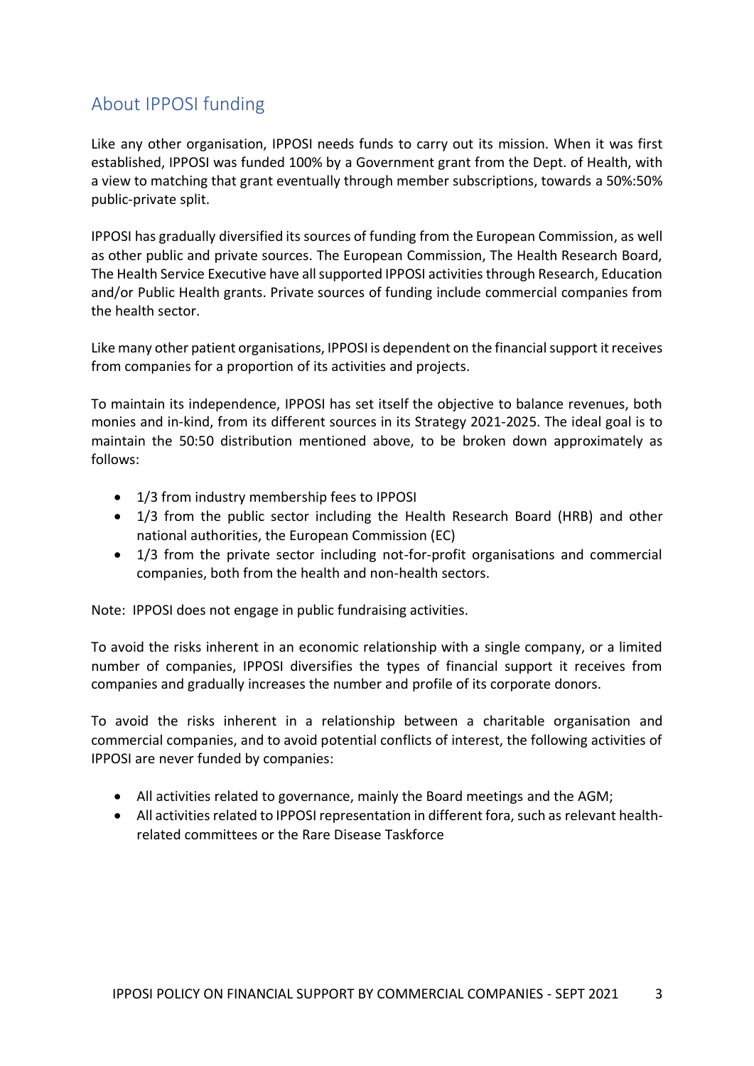## About IPPOSI funding

Like any other organisation, IPPOSI needs funds to carry out its mission. When it was first established, IPPOSI was funded 100% by a Government grant from the Dept. of Health, with a view to matching that grant eventually through member subscriptions, towards a 50%:50% public-private split.

IPPOSI has gradually diversified its sources of funding from the European Commission, as well as other public and private sources. The European Commission, The Health Research Board, The Health Service Executive have all supported IPPOSI activities through Research, Education and/or Public Health grants. Private sources of funding include commercial companies from the health sector.

Like many other patient organisations, IPPOSI is dependent on the financial support it receives from companies for a proportion of its activities and projects.

To maintain its independence, IPPOSI has set itself the objective to balance revenues, both monies and in-kind, from its different sources in its Strategy 2021-2025. The ideal goal is to maintain the 50:50 distribution mentioned above, to be broken down approximately as follows:

- 1/3 from industry membership fees to IPPOSI
- 1/3 from the public sector including the Health Research Board (HRB) and other national authorities, the European Commission (EC)
- 1/3 from the private sector including not-for-profit organisations and commercial companies, both from the health and non-health sectors.

Note: IPPOSI does not engage in public fundraising activities.

To avoid the risks inherent in an economic relationship with a single company, or a limited number of companies, IPPOSI diversifies the types of financial support it receives from companies and gradually increases the number and profile of its corporate donors.

To avoid the risks inherent in a relationship between a charitable organisation and commercial companies, and to avoid potential conflicts of interest, the following activities of IPPOSI are never funded by companies:

- All activities related to governance, mainly the Board meetings and the AGM;
- All activities related to IPPOSI representation in different fora, such as relevant health-related committees or the Rare Disease Taskforce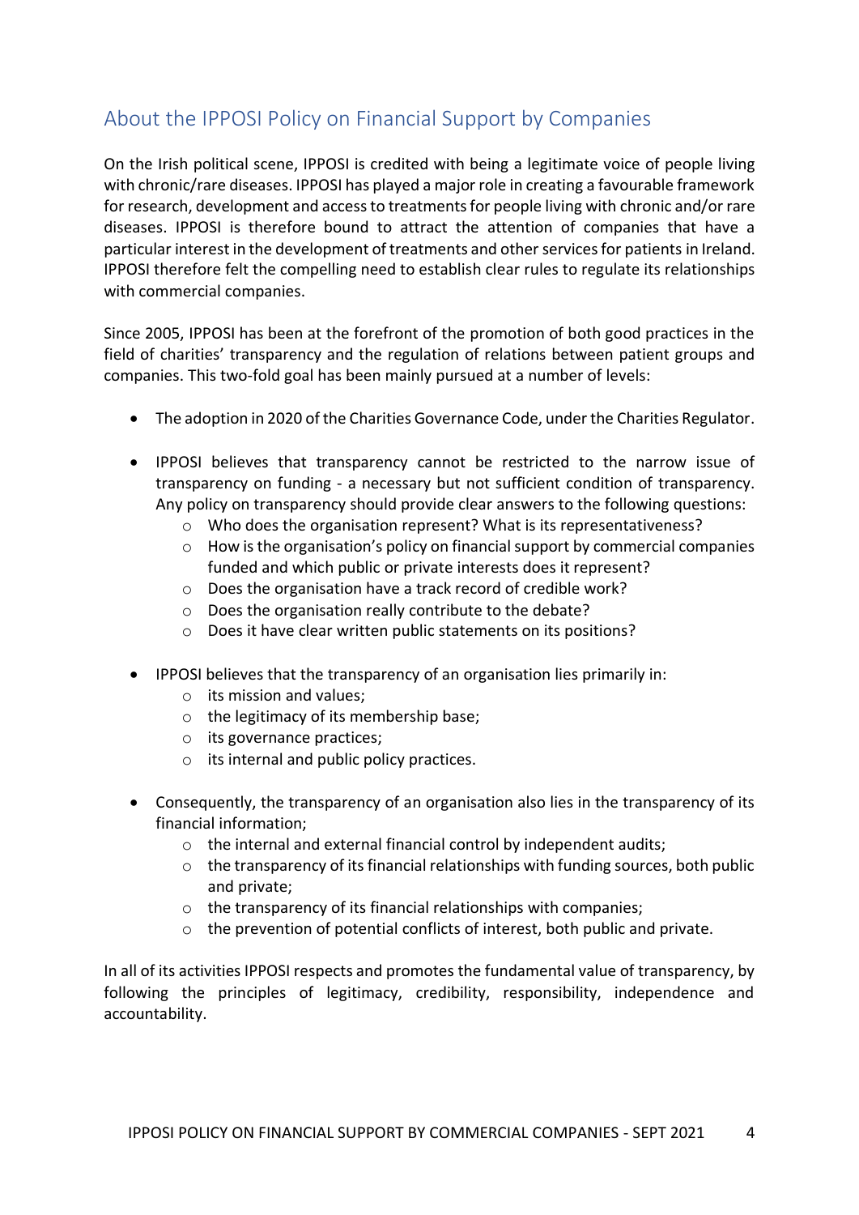## About the IPPOSI Policy on Financial Support by Companies

On the Irish political scene, IPPOSI is credited with being a legitimate voice of people living with chronic/rare diseases. IPPOSI has played a major role in creating a favourable framework for research, development and access to treatments for people living with chronic and/or rare diseases. IPPOSI is therefore bound to attract the attention of companies that have a particular interest in the development of treatments and other services for patients in Ireland. IPPOSI therefore felt the compelling need to establish clear rules to regulate its relationships with commercial companies.

Since 2005, IPPOSI has been at the forefront of the promotion of both good practices in the field of charities' transparency and the regulation of relations between patient groups and companies. This two-fold goal has been mainly pursued at a number of levels:

- The adoption in 2020 of the Charities Governance Code, under the Charities Regulator.
- IPPOSI believes that transparency cannot be restricted to the narrow issue of transparency on funding - a necessary but not sufficient condition of transparency. Any policy on transparency should provide clear answers to the following questions:
  - Who does the organisation represent? What is its representativeness?
  - How is the organisation's policy on financial support by commercial companies funded and which public or private interests does it represent?
  - Does the organisation have a track record of credible work?
  - Does the organisation really contribute to the debate?
  - Does it have clear written public statements on its positions?
- IPPOSI believes that the transparency of an organisation lies primarily in:
  - its mission and values;
  - the legitimacy of its membership base;
  - its governance practices;
  - its internal and public policy practices.
- Consequently, the transparency of an organisation also lies in the transparency of its financial information;
  - the internal and external financial control by independent audits;
  - the transparency of its financial relationships with funding sources, both public and private;
  - the transparency of its financial relationships with companies;
  - the prevention of potential conflicts of interest, both public and private.

In all of its activities IPPOSI respects and promotes the fundamental value of transparency, by following the principles of legitimacy, credibility, responsibility, independence and accountability.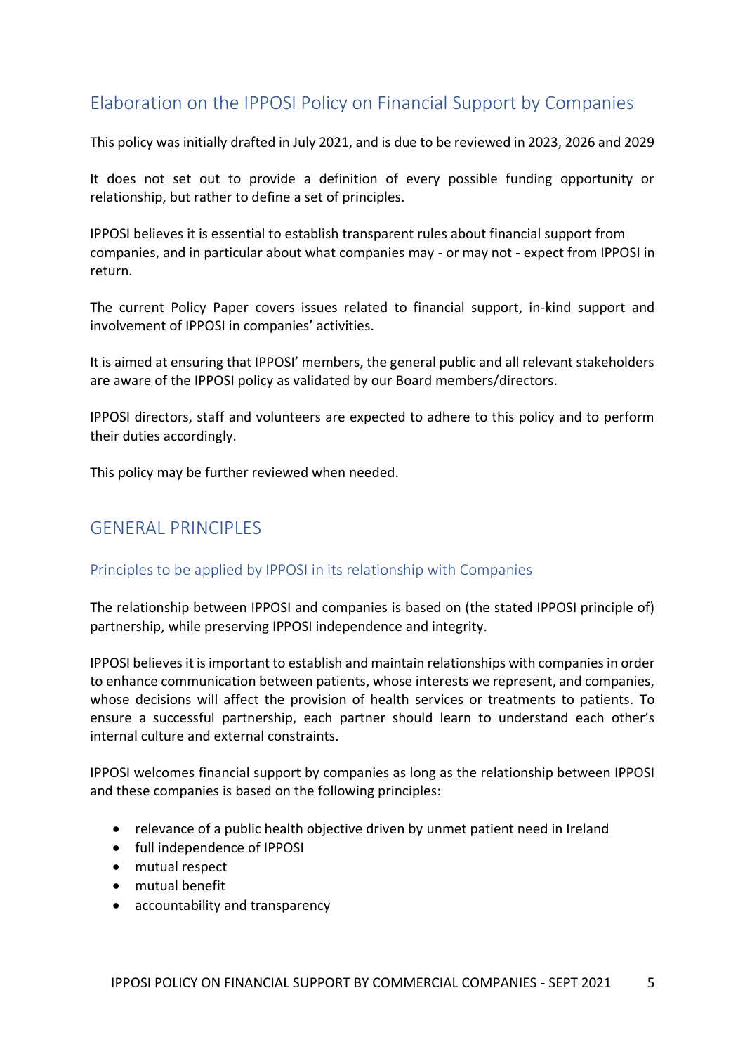## Elaboration on the IPPOSI Policy on Financial Support by Companies

This policy was initially drafted in July 2021, and is due to be reviewed in 2023, 2026 and 2029

It does not set out to provide a definition of every possible funding opportunity or relationship, but rather to define a set of principles.

IPPOSI believes it is essential to establish transparent rules about financial support from companies, and in particular about what companies may - or may not - expect from IPPOSI in return.

The current Policy Paper covers issues related to financial support, in-kind support and involvement of IPPOSI in companies' activities.

It is aimed at ensuring that IPPOSI' members, the general public and all relevant stakeholders are aware of the IPPOSI policy as validated by our Board members/directors.

IPPOSI directors, staff and volunteers are expected to adhere to this policy and to perform their duties accordingly.

This policy may be further reviewed when needed.

## GENERAL PRINCIPLES

### Principles to be applied by IPPOSI in its relationship with Companies

The relationship between IPPOSI and companies is based on (the stated IPPOSI principle of) partnership, while preserving IPPOSI independence and integrity.

IPPOSI believes it is important to establish and maintain relationships with companies in order to enhance communication between patients, whose interests we represent, and companies, whose decisions will affect the provision of health services or treatments to patients. To ensure a successful partnership, each partner should learn to understand each other's internal culture and external constraints.

IPPOSI welcomes financial support by companies as long as the relationship between IPPOSI and these companies is based on the following principles:

- relevance of a public health objective driven by unmet patient need in Ireland
- full independence of IPPOSI
- mutual respect
- mutual benefit
- accountability and transparency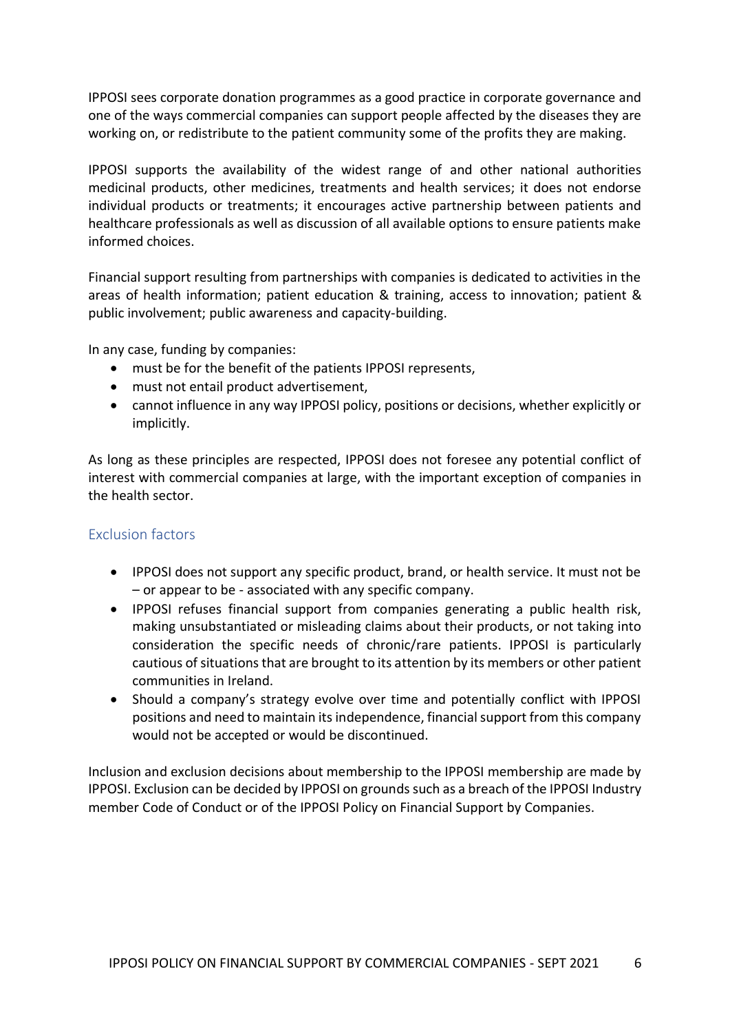IPPOSI sees corporate donation programmes as a good practice in corporate governance and one of the ways commercial companies can support people affected by the diseases they are working on, or redistribute to the patient community some of the profits they are making.

IPPOSI supports the availability of the widest range of and other national authorities medicinal products, other medicines, treatments and health services; it does not endorse individual products or treatments; it encourages active partnership between patients and healthcare professionals as well as discussion of all available options to ensure patients make informed choices.

Financial support resulting from partnerships with companies is dedicated to activities in the areas of health information; patient education & training, access to innovation; patient & public involvement; public awareness and capacity-building.

In any case, funding by companies:

- must be for the benefit of the patients IPPOSI represents,
- must not entail product advertisement,
- cannot influence in any way IPPOSI policy, positions or decisions, whether explicitly or implicitly.

As long as these principles are respected, IPPOSI does not foresee any potential conflict of interest with commercial companies at large, with the important exception of companies in the health sector.

## Exclusion factors

- IPPOSI does not support any specific product, brand, or health service. It must not be – or appear to be - associated with any specific company.
- IPPOSI refuses financial support from companies generating a public health risk, making unsubstantiated or misleading claims about their products, or not taking into consideration the specific needs of chronic/rare patients. IPPOSI is particularly cautious of situations that are brought to its attention by its members or other patient communities in Ireland.
- Should a company's strategy evolve over time and potentially conflict with IPPOSI positions and need to maintain its independence, financial support from this company would not be accepted or would be discontinued.

Inclusion and exclusion decisions about membership to the IPPOSI membership are made by IPPOSI. Exclusion can be decided by IPPOSI on grounds such as a breach of the IPPOSI Industry member Code of Conduct or of the IPPOSI Policy on Financial Support by Companies.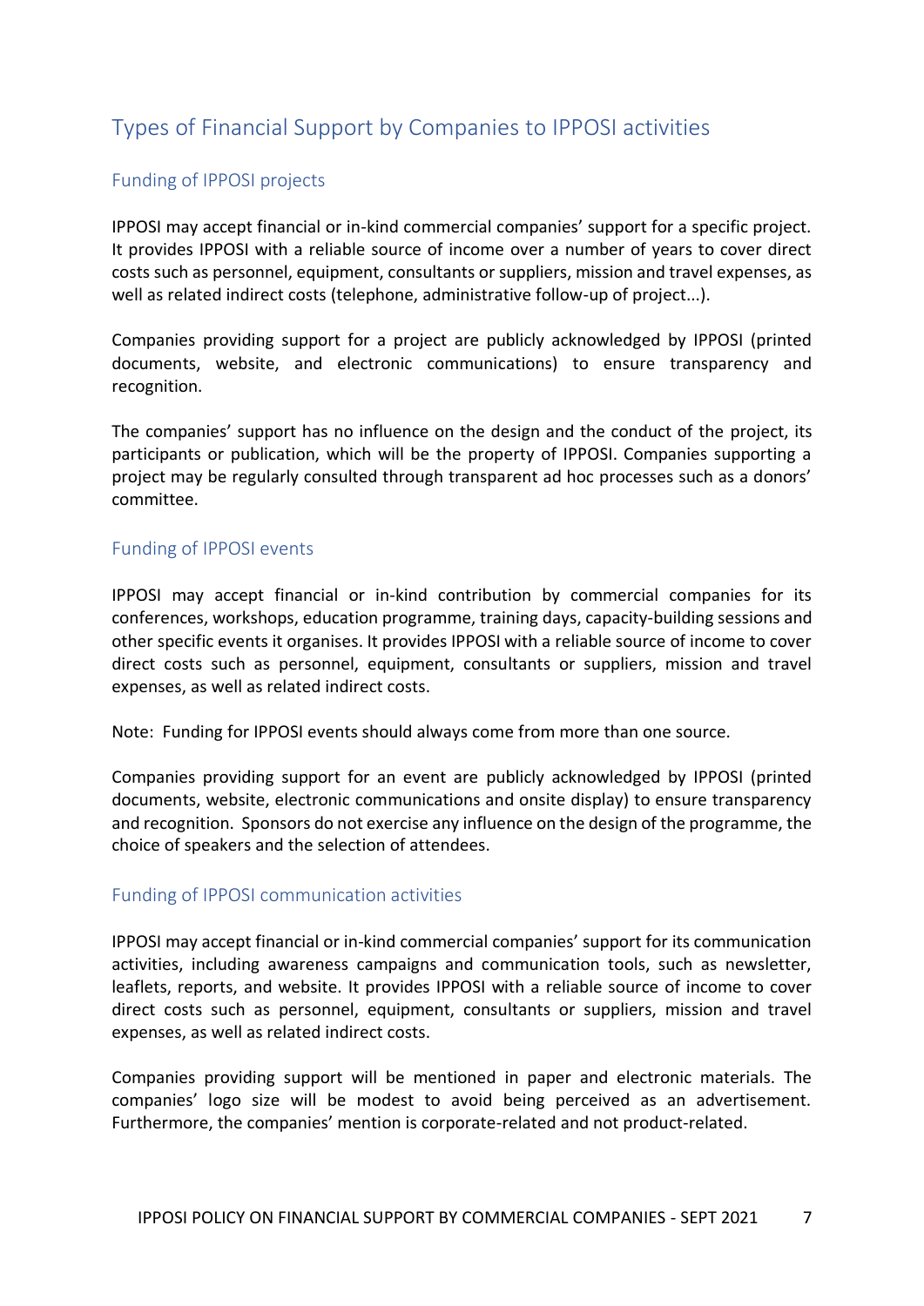## Types of Financial Support by Companies to IPPOSI activities

### Funding of IPPOSI projects

IPPOSI may accept financial or in-kind commercial companies' support for a specific project. It provides IPPOSI with a reliable source of income over a number of years to cover direct costs such as personnel, equipment, consultants or suppliers, mission and travel expenses, as well as related indirect costs (telephone, administrative follow-up of project...).

Companies providing support for a project are publicly acknowledged by IPPOSI (printed documents, website, and electronic communications) to ensure transparency and recognition.

The companies' support has no influence on the design and the conduct of the project, its participants or publication, which will be the property of IPPOSI. Companies supporting a project may be regularly consulted through transparent ad hoc processes such as a donors' committee.

### Funding of IPPOSI events

IPPOSI may accept financial or in-kind contribution by commercial companies for its conferences, workshops, education programme, training days, capacity-building sessions and other specific events it organises. It provides IPPOSI with a reliable source of income to cover direct costs such as personnel, equipment, consultants or suppliers, mission and travel expenses, as well as related indirect costs.

Note: Funding for IPPOSI events should always come from more than one source.

Companies providing support for an event are publicly acknowledged by IPPOSI (printed documents, website, electronic communications and onsite display) to ensure transparency and recognition. Sponsors do not exercise any influence on the design of the programme, the choice of speakers and the selection of attendees.

### Funding of IPPOSI communication activities

IPPOSI may accept financial or in-kind commercial companies' support for its communication activities, including awareness campaigns and communication tools, such as newsletter, leaflets, reports, and website. It provides IPPOSI with a reliable source of income to cover direct costs such as personnel, equipment, consultants or suppliers, mission and travel expenses, as well as related indirect costs.

Companies providing support will be mentioned in paper and electronic materials. The companies' logo size will be modest to avoid being perceived as an advertisement. Furthermore, the companies' mention is corporate-related and not product-related.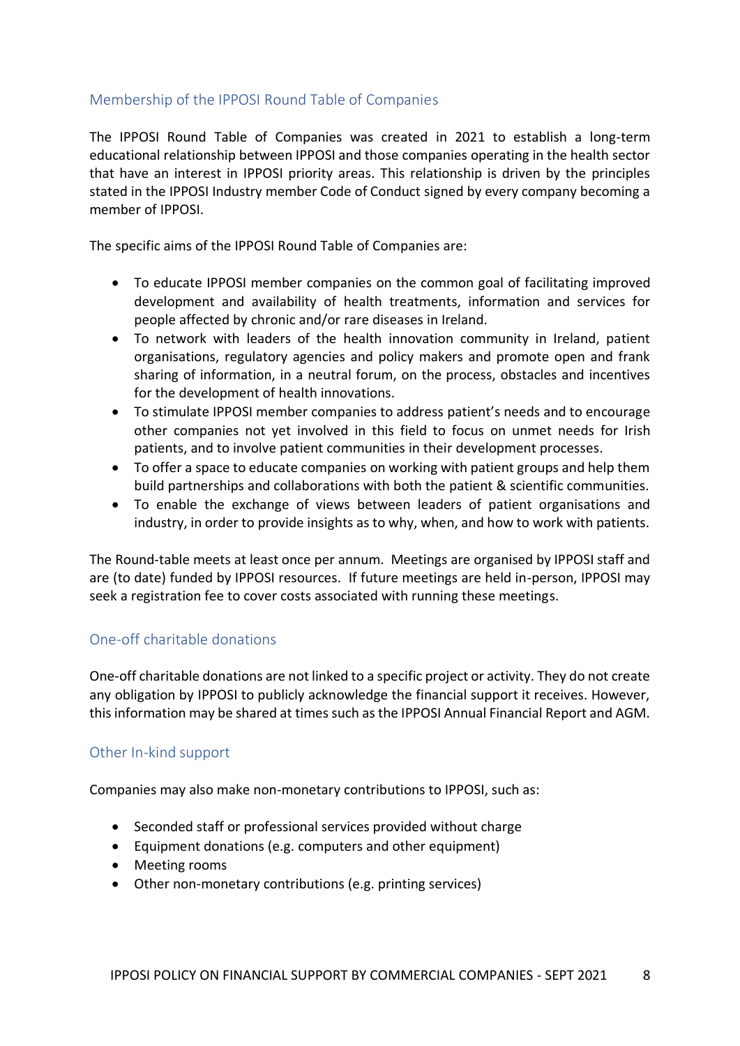## Membership of the IPPOSI Round Table of Companies

The IPPOSI Round Table of Companies was created in 2021 to establish a long-term educational relationship between IPPOSI and those companies operating in the health sector that have an interest in IPPOSI priority areas. This relationship is driven by the principles stated in the IPPOSI Industry member Code of Conduct signed by every company becoming a member of IPPOSI.

The specific aims of the IPPOSI Round Table of Companies are:

- To educate IPPOSI member companies on the common goal of facilitating improved development and availability of health treatments, information and services for people affected by chronic and/or rare diseases in Ireland.
- To network with leaders of the health innovation community in Ireland, patient organisations, regulatory agencies and policy makers and promote open and frank sharing of information, in a neutral forum, on the process, obstacles and incentives for the development of health innovations.
- To stimulate IPPOSI member companies to address patient's needs and to encourage other companies not yet involved in this field to focus on unmet needs for Irish patients, and to involve patient communities in their development processes.
- To offer a space to educate companies on working with patient groups and help them build partnerships and collaborations with both the patient & scientific communities.
- To enable the exchange of views between leaders of patient organisations and industry, in order to provide insights as to why, when, and how to work with patients.

The Round-table meets at least once per annum. Meetings are organised by IPPOSI staff and are (to date) funded by IPPOSI resources. If future meetings are held in-person, IPPOSI may seek a registration fee to cover costs associated with running these meetings.

## One-off charitable donations

One-off charitable donations are not linked to a specific project or activity. They do not create any obligation by IPPOSI to publicly acknowledge the financial support it receives. However, this information may be shared at times such as the IPPOSI Annual Financial Report and AGM.

## Other In-kind support

Companies may also make non-monetary contributions to IPPOSI, such as:

- Seconded staff or professional services provided without charge
- Equipment donations (e.g. computers and other equipment)
- Meeting rooms
- Other non-monetary contributions (e.g. printing services)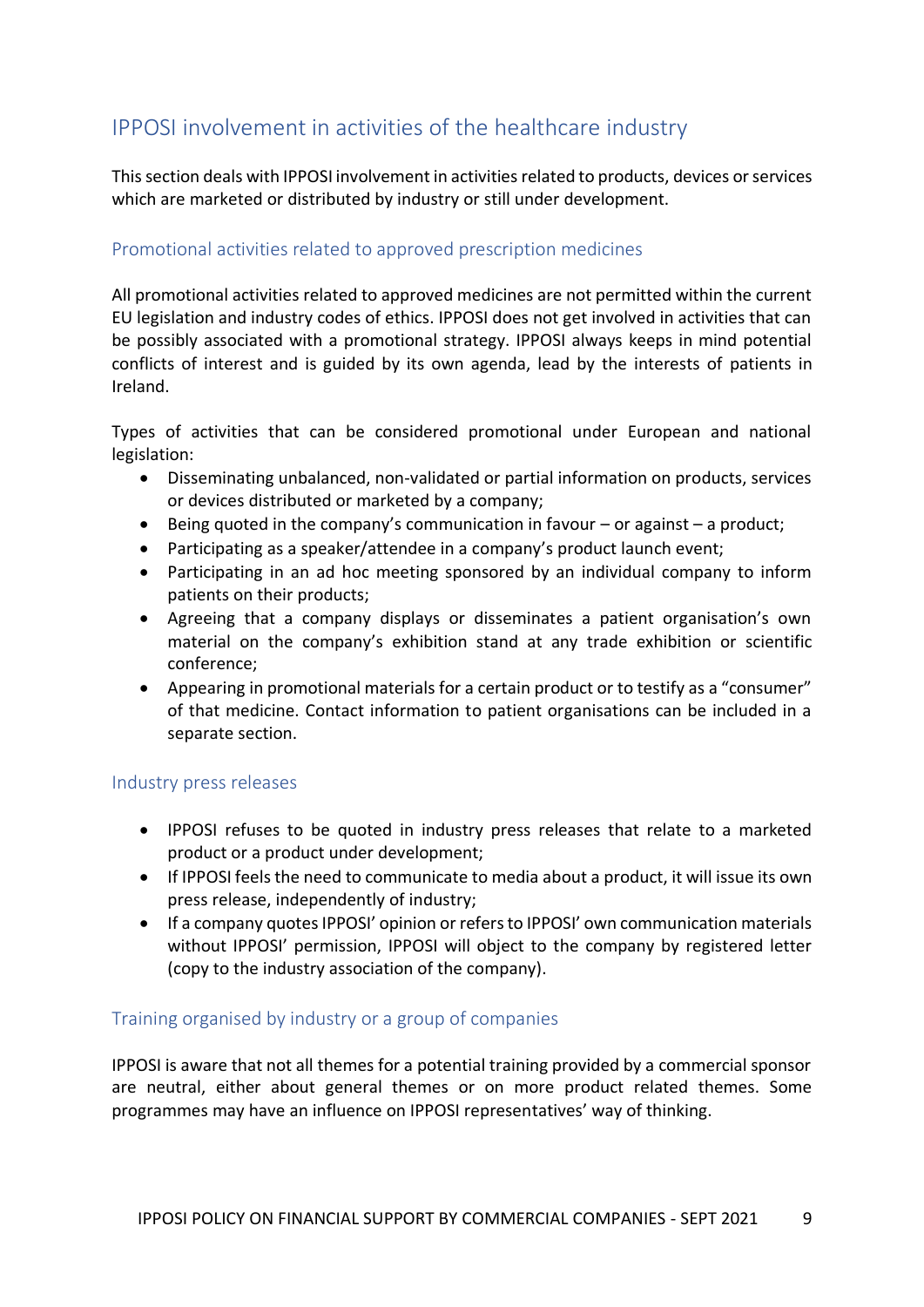## IPPOSI involvement in activities of the healthcare industry

This section deals with IPPOSI involvement in activities related to products, devices or services which are marketed or distributed by industry or still under development.

### Promotional activities related to approved prescription medicines

All promotional activities related to approved medicines are not permitted within the current EU legislation and industry codes of ethics. IPPOSI does not get involved in activities that can be possibly associated with a promotional strategy. IPPOSI always keeps in mind potential conflicts of interest and is guided by its own agenda, lead by the interests of patients in Ireland.

Types of activities that can be considered promotional under European and national legislation:

- Disseminating unbalanced, non-validated or partial information on products, services or devices distributed or marketed by a company;
- Being quoted in the company's communication in favour – or against – a product;
- Participating as a speaker/attendee in a company's product launch event;
- Participating in an ad hoc meeting sponsored by an individual company to inform patients on their products;
- Agreeing that a company displays or disseminates a patient organisation's own material on the company's exhibition stand at any trade exhibition or scientific conference;
- Appearing in promotional materials for a certain product or to testify as a "consumer" of that medicine. Contact information to patient organisations can be included in a separate section.

### Industry press releases

- IPPOSI refuses to be quoted in industry press releases that relate to a marketed product or a product under development;
- If IPPOSI feels the need to communicate to media about a product, it will issue its own press release, independently of industry;
- If a company quotes IPPOSI' opinion or refers to IPPOSI' own communication materials without IPPOSI' permission, IPPOSI will object to the company by registered letter (copy to the industry association of the company).

### Training organised by industry or a group of companies

IPPOSI is aware that not all themes for a potential training provided by a commercial sponsor are neutral, either about general themes or on more product related themes. Some programmes may have an influence on IPPOSI representatives' way of thinking.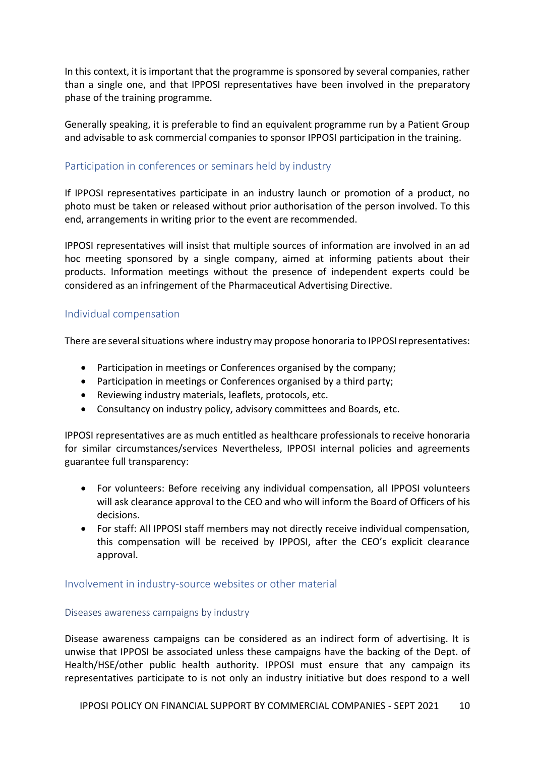In this context, it is important that the programme is sponsored by several companies, rather than a single one, and that IPPOSI representatives have been involved in the preparatory phase of the training programme.

Generally speaking, it is preferable to find an equivalent programme run by a Patient Group and advisable to ask commercial companies to sponsor IPPOSI participation in the training.

## Participation in conferences or seminars held by industry

If IPPOSI representatives participate in an industry launch or promotion of a product, no photo must be taken or released without prior authorisation of the person involved. To this end, arrangements in writing prior to the event are recommended.

IPPOSI representatives will insist that multiple sources of information are involved in an ad hoc meeting sponsored by a single company, aimed at informing patients about their products. Information meetings without the presence of independent experts could be considered as an infringement of the Pharmaceutical Advertising Directive.

## Individual compensation

There are several situations where industry may propose honoraria to IPPOSI representatives:

- Participation in meetings or Conferences organised by the company;
- Participation in meetings or Conferences organised by a third party;
- Reviewing industry materials, leaflets, protocols, etc.
- Consultancy on industry policy, advisory committees and Boards, etc.

IPPOSI representatives are as much entitled as healthcare professionals to receive honoraria for similar circumstances/services Nevertheless, IPPOSI internal policies and agreements guarantee full transparency:

- For volunteers: Before receiving any individual compensation, all IPPOSI volunteers will ask clearance approval to the CEO and who will inform the Board of Officers of his decisions.
- For staff: All IPPOSI staff members may not directly receive individual compensation, this compensation will be received by IPPOSI, after the CEO's explicit clearance approval.

## Involvement in industry-source websites or other material

### Diseases awareness campaigns by industry

Disease awareness campaigns can be considered as an indirect form of advertising. It is unwise that IPPOSI be associated unless these campaigns have the backing of the Dept. of Health/HSE/other public health authority. IPPOSI must ensure that any campaign its representatives participate to is not only an industry initiative but does respond to a well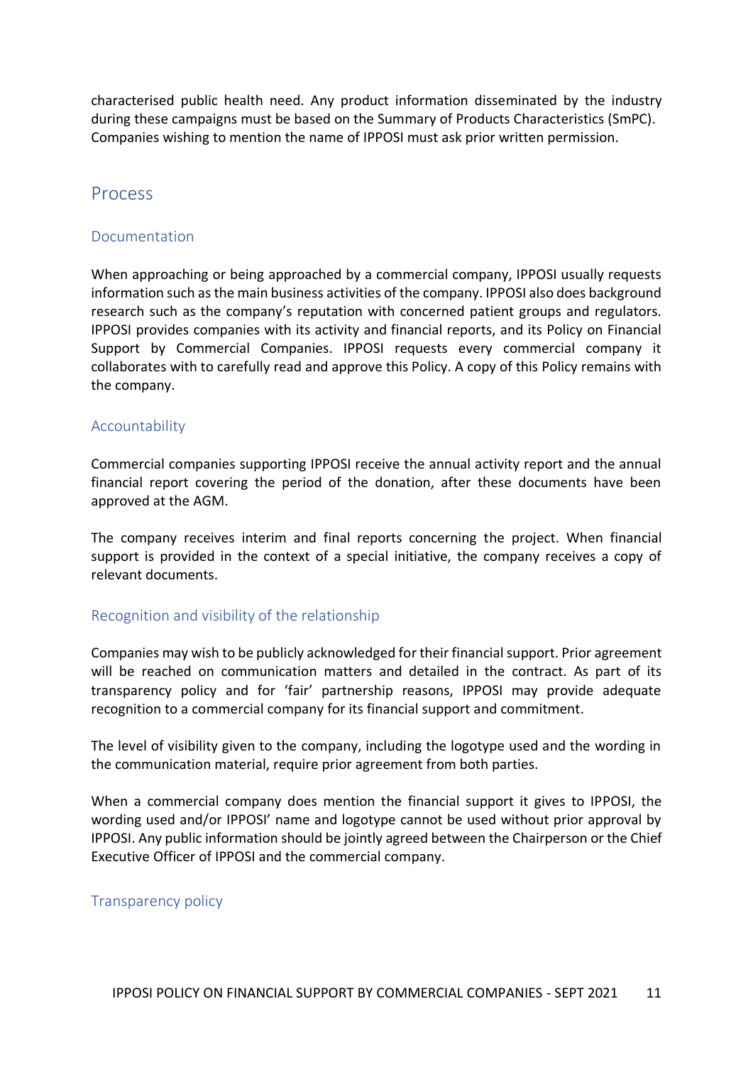characterised public health need. Any product information disseminated by the industry during these campaigns must be based on the Summary of Products Characteristics (SmPC). Companies wishing to mention the name of IPPOSI must ask prior written permission.

## Process

### Documentation

When approaching or being approached by a commercial company, IPPOSI usually requests information such as the main business activities of the company. IPPOSI also does background research such as the company's reputation with concerned patient groups and regulators. IPPOSI provides companies with its activity and financial reports, and its Policy on Financial Support by Commercial Companies. IPPOSI requests every commercial company it collaborates with to carefully read and approve this Policy. A copy of this Policy remains with the company.

### Accountability

Commercial companies supporting IPPOSI receive the annual activity report and the annual financial report covering the period of the donation, after these documents have been approved at the AGM.

The company receives interim and final reports concerning the project. When financial support is provided in the context of a special initiative, the company receives a copy of relevant documents.

### Recognition and visibility of the relationship

Companies may wish to be publicly acknowledged for their financial support. Prior agreement will be reached on communication matters and detailed in the contract. As part of its transparency policy and for 'fair' partnership reasons, IPPOSI may provide adequate recognition to a commercial company for its financial support and commitment.

The level of visibility given to the company, including the logotype used and the wording in the communication material, require prior agreement from both parties.

When a commercial company does mention the financial support it gives to IPPOSI, the wording used and/or IPPOSI' name and logotype cannot be used without prior approval by IPPOSI. Any public information should be jointly agreed between the Chairperson or the Chief Executive Officer of IPPOSI and the commercial company.

### Transparency policy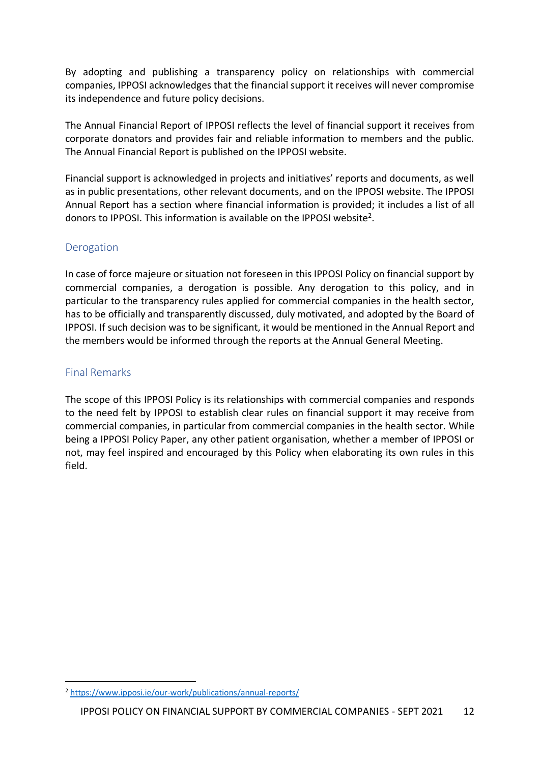By adopting and publishing a transparency policy on relationships with commercial companies, IPPOSI acknowledges that the financial support it receives will never compromise its independence and future policy decisions.

The Annual Financial Report of IPPOSI reflects the level of financial support it receives from corporate donators and provides fair and reliable information to members and the public. The Annual Financial Report is published on the IPPOSI website.

Financial support is acknowledged in projects and initiatives' reports and documents, as well as in public presentations, other relevant documents, and on the IPPOSI website. The IPPOSI Annual Report has a section where financial information is provided; it includes a list of all donors to IPPOSI. This information is available on the IPPOSI website[2].

## Derogation

In case of force majeure or situation not foreseen in this IPPOSI Policy on financial support by commercial companies, a derogation is possible. Any derogation to this policy, and in particular to the transparency rules applied for commercial companies in the health sector, has to be officially and transparently discussed, duly motivated, and adopted by the Board of IPPOSI. If such decision was to be significant, it would be mentioned in the Annual Report and the members would be informed through the reports at the Annual General Meeting.

## Final Remarks

The scope of this IPPOSI Policy is its relationships with commercial companies and responds to the need felt by IPPOSI to establish clear rules on financial support it may receive from commercial companies, in particular from commercial companies in the health sector. While being a IPPOSI Policy Paper, any other patient organisation, whether a member of IPPOSI or not, may feel inspired and encouraged by this Policy when elaborating its own rules in this field.

---

[2] https://www.ipposi.ie/our-work/publications/annual-reports/